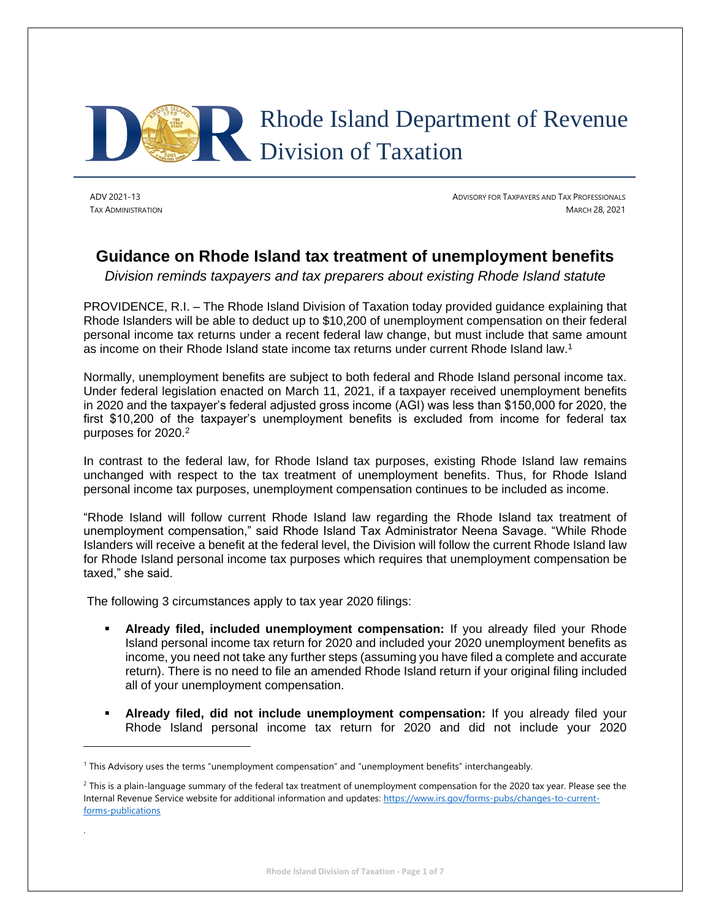# Rhode Island Department of Revenue
# Division of Taxation

ADV 2021-13
TAX ADMINISTRATION

ADVISORY FOR TAXPAYERS AND TAX PROFESSIONALS
MARCH 28, 2021

## Guidance on Rhode Island tax treatment of unemployment benefits

*Division reminds taxpayers and tax preparers about existing Rhode Island statute*

PROVIDENCE, R.I. – The Rhode Island Division of Taxation today provided guidance explaining that Rhode Islanders will be able to deduct up to $10,200 of unemployment compensation on their federal personal income tax returns under a recent federal law change, but must include that same amount as income on their Rhode Island state income tax returns under current Rhode Island law.[1]

Normally, unemployment benefits are subject to both federal and Rhode Island personal income tax. Under federal legislation enacted on March 11, 2021, if a taxpayer received unemployment benefits in 2020 and the taxpayer's federal adjusted gross income (AGI) was less than $150,000 for 2020, the first $10,200 of the taxpayer's unemployment benefits is excluded from income for federal tax purposes for 2020.[2]

In contrast to the federal law, for Rhode Island tax purposes, existing Rhode Island law remains unchanged with respect to the tax treatment of unemployment benefits. Thus, for Rhode Island personal income tax purposes, unemployment compensation continues to be included as income.

"Rhode Island will follow current Rhode Island law regarding the Rhode Island tax treatment of unemployment compensation," said Rhode Island Tax Administrator Neena Savage. "While Rhode Islanders will receive a benefit at the federal level, the Division will follow the current Rhode Island law for Rhode Island personal income tax purposes which requires that unemployment compensation be taxed," she said.

The following 3 circumstances apply to tax year 2020 filings:

- **Already filed, included unemployment compensation:** If you already filed your Rhode Island personal income tax return for 2020 and included your 2020 unemployment benefits as income, you need not take any further steps (assuming you have filed a complete and accurate return). There is no need to file an amended Rhode Island return if your original filing included all of your unemployment compensation.
- **Already filed, did not include unemployment compensation:** If you already filed your Rhode Island personal income tax return for 2020 and did not include your 2020

---

[1] This Advisory uses the terms "unemployment compensation" and "unemployment benefits" interchangeably.

[2] This is a plain-language summary of the federal tax treatment of unemployment compensation for the 2020 tax year. Please see the Internal Revenue Service website for additional information and updates: https://www.irs.gov/forms-pubs/changes-to-current-forms-publications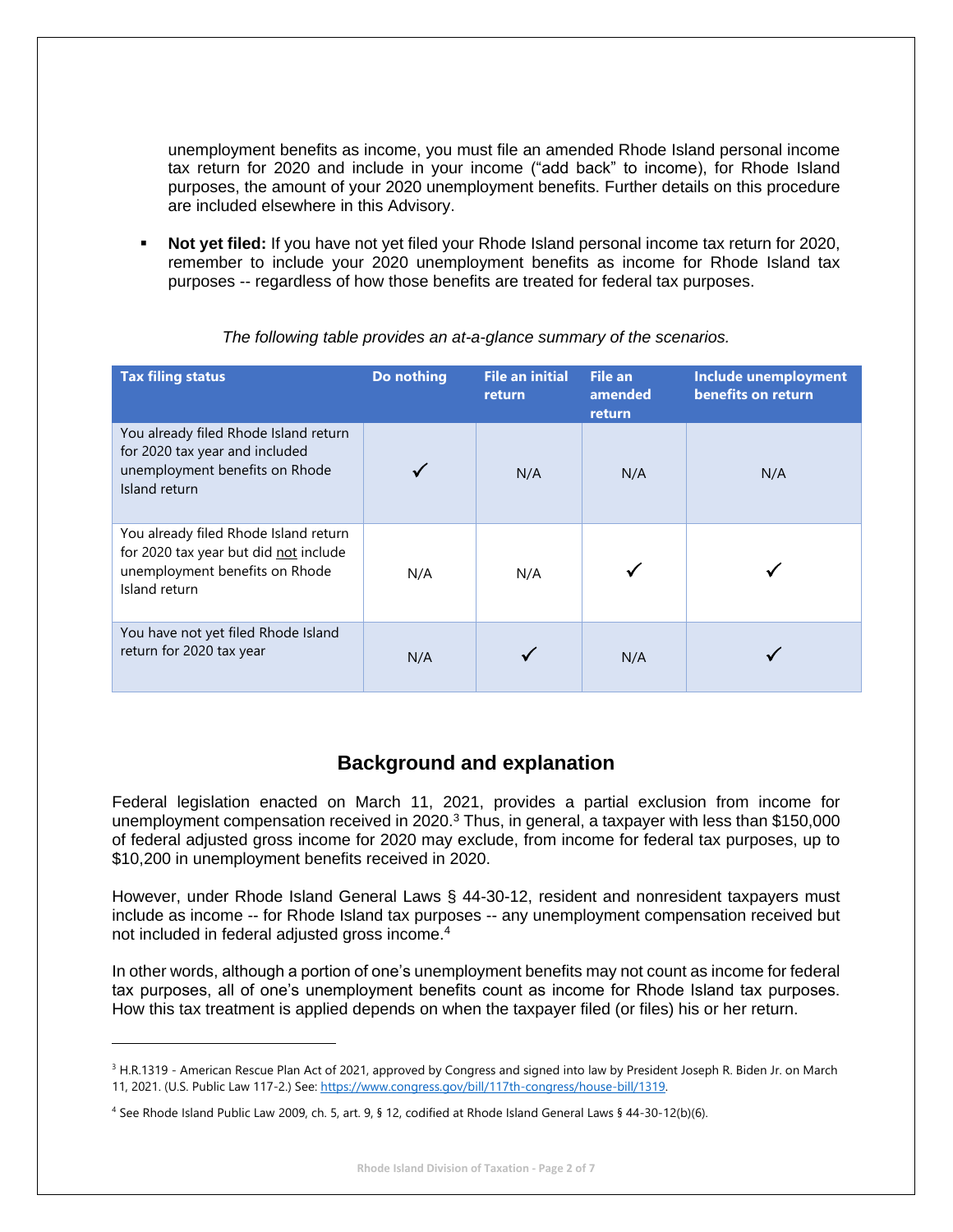unemployment benefits as income, you must file an amended Rhode Island personal income tax return for 2020 and include in your income ("add back" to income), for Rhode Island purposes, the amount of your 2020 unemployment benefits. Further details on this procedure are included elsewhere in this Advisory.

- **Not yet filed:** If you have not yet filed your Rhode Island personal income tax return for 2020, remember to include your 2020 unemployment benefits as income for Rhode Island tax purposes -- regardless of how those benefits are treated for federal tax purposes.

*The following table provides an at-a-glance summary of the scenarios.*

| Tax filing status | Do nothing | File an initial return | File an amended return | Include unemployment benefits on return |
|---|---|---|---|---|
| You already filed Rhode Island return for 2020 tax year and included unemployment benefits on Rhode Island return | ✓ | N/A | N/A | N/A |
| You already filed Rhode Island return for 2020 tax year but did not include unemployment benefits on Rhode Island return | N/A | N/A | ✓ | ✓ |
| You have not yet filed Rhode Island return for 2020 tax year | N/A | ✓ | N/A | ✓ |

## Background and explanation

Federal legislation enacted on March 11, 2021, provides a partial exclusion from income for unemployment compensation received in 2020.[3] Thus, in general, a taxpayer with less than $150,000 of federal adjusted gross income for 2020 may exclude, from income for federal tax purposes, up to $10,200 in unemployment benefits received in 2020.

However, under Rhode Island General Laws § 44-30-12, resident and nonresident taxpayers must include as income -- for Rhode Island tax purposes -- any unemployment compensation received but not included in federal adjusted gross income.[4]

In other words, although a portion of one's unemployment benefits may not count as income for federal tax purposes, all of one's unemployment benefits count as income for Rhode Island tax purposes. How this tax treatment is applied depends on when the taxpayer filed (or files) his or her return.

---

[3] H.R.1319 - American Rescue Plan Act of 2021, approved by Congress and signed into law by President Joseph R. Biden Jr. on March 11, 2021. (U.S. Public Law 117-2.) See: https://www.congress.gov/bill/117th-congress/house-bill/1319.

[4] See Rhode Island Public Law 2009, ch. 5, art. 9, § 12, codified at Rhode Island General Laws § 44-30-12(b)(6).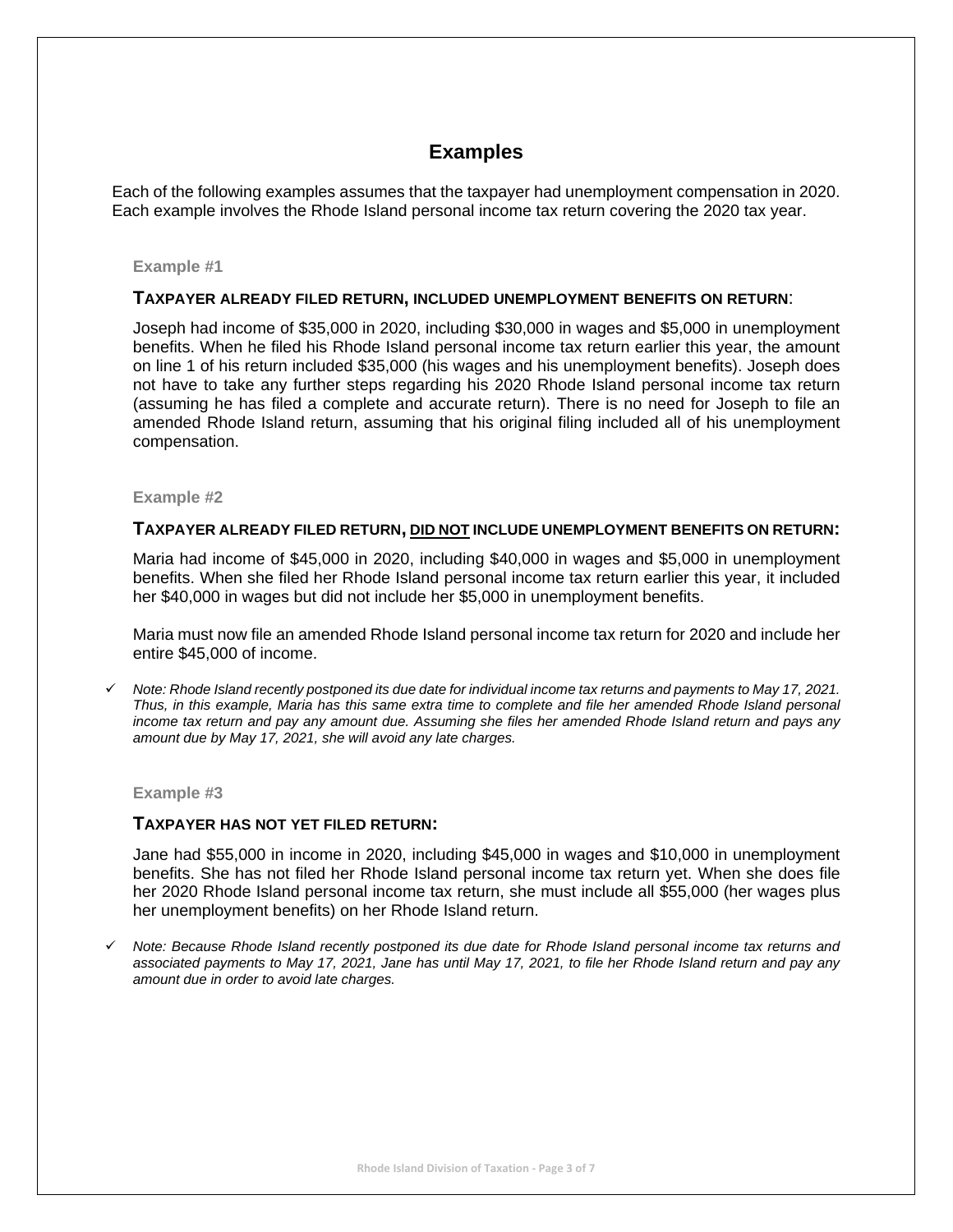# Examples

Each of the following examples assumes that the taxpayer had unemployment compensation in 2020. Each example involves the Rhode Island personal income tax return covering the 2020 tax year.

### Example #1

**TAXPAYER ALREADY FILED RETURN, INCLUDED UNEMPLOYMENT BENEFITS ON RETURN:**

Joseph had income of $35,000 in 2020, including $30,000 in wages and $5,000 in unemployment benefits. When he filed his Rhode Island personal income tax return earlier this year, the amount on line 1 of his return included $35,000 (his wages and his unemployment benefits). Joseph does not have to take any further steps regarding his 2020 Rhode Island personal income tax return (assuming he has filed a complete and accurate return). There is no need for Joseph to file an amended Rhode Island return, assuming that his original filing included all of his unemployment compensation.

### Example #2

**TAXPAYER ALREADY FILED RETURN, <u>DID NOT</u> INCLUDE UNEMPLOYMENT BENEFITS ON RETURN:**

Maria had income of $45,000 in 2020, including $40,000 in wages and $5,000 in unemployment benefits. When she filed her Rhode Island personal income tax return earlier this year, it included her $40,000 in wages but did not include her $5,000 in unemployment benefits.

Maria must now file an amended Rhode Island personal income tax return for 2020 and include her entire $45,000 of income.

- ✓ *Note: Rhode Island recently postponed its due date for individual income tax returns and payments to May 17, 2021. Thus, in this example, Maria has this same extra time to complete and file her amended Rhode Island personal income tax return and pay any amount due. Assuming she files her amended Rhode Island return and pays any amount due by May 17, 2021, she will avoid any late charges.*

### Example #3

**TAXPAYER HAS NOT YET FILED RETURN:**

Jane had $55,000 in income in 2020, including $45,000 in wages and $10,000 in unemployment benefits. She has not filed her Rhode Island personal income tax return yet. When she does file her 2020 Rhode Island personal income tax return, she must include all $55,000 (her wages plus her unemployment benefits) on her Rhode Island return.

- ✓ *Note: Because Rhode Island recently postponed its due date for Rhode Island personal income tax returns and associated payments to May 17, 2021, Jane has until May 17, 2021, to file her Rhode Island return and pay any amount due in order to avoid late charges.*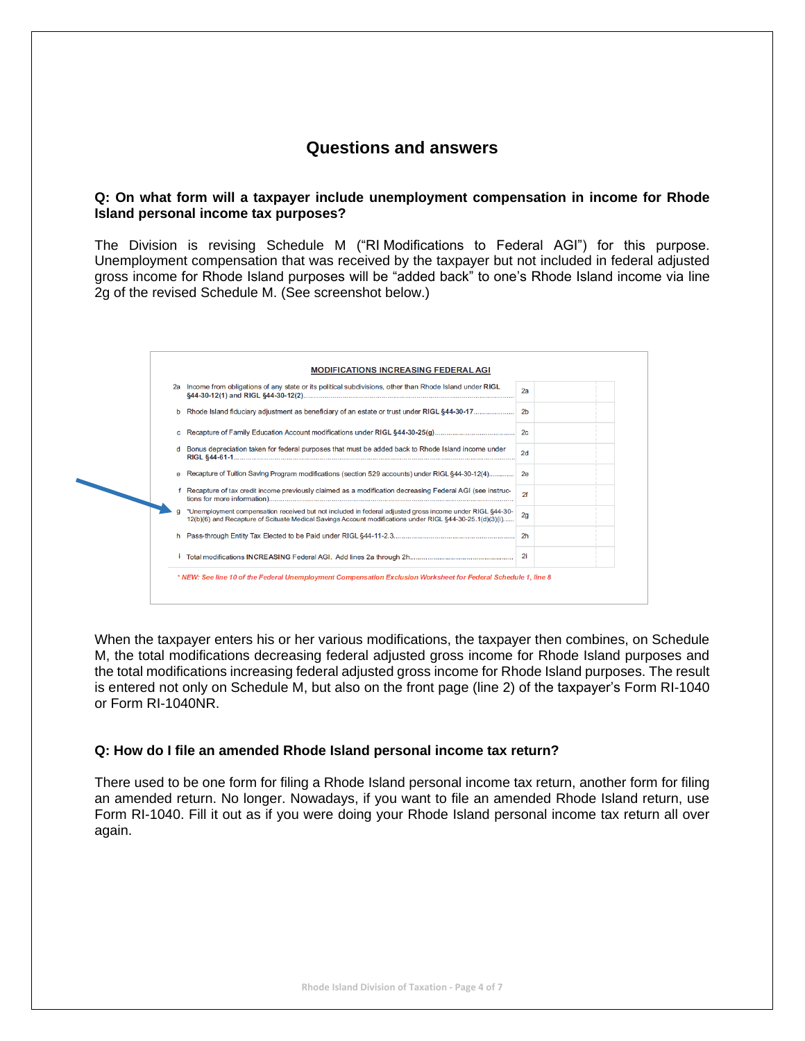## Questions and answers

**Q: On what form will a taxpayer include unemployment compensation in income for Rhode Island personal income tax purposes?**

The Division is revising Schedule M ("RI Modifications to Federal AGI") for this purpose. Unemployment compensation that was received by the taxpayer but not included in federal adjusted gross income for Rhode Island purposes will be "added back" to one's Rhode Island income via line 2g of the revised Schedule M. (See screenshot below.)

**MODIFICATIONS INCREASING FEDERAL AGI**

| | | | |
|---|---|---|---|
| 2a | Income from obligations of any state or its political subdivisions, other than Rhode Island under **RIGL §44-30-12(1)** and **RIGL §44-30-12(2)**............ | 2a | |
| b | Rhode Island fiduciary adjustment as beneficiary of an estate or trust under **RIGL §44-30-17**.................... | 2b | |
| c | Recapture of Family Education Account modifications under **RIGL §44-30-25(g)**........................................ | 2c | |
| d | Bonus depreciation taken for federal purposes that must be added back to Rhode Island income under **RIGL §44-61-1**............ | 2d | |
| e | Recapture of Tuition Saving Program modifications (section 529 accounts) under RIGL §44-30-12(4)............. | 2e | |
| f | Recapture of tax credit income previously claimed as a modification decreasing Federal AGI (see instructions for more information)............ | 2f | |
| g | *Unemployment compensation received but not included in federal adjusted gross income under RIGL §44-30-12(b)(6) and Recapture of Scituate Medical Savings Account modifications under RIGL §44-30-25.1(d)(3)(i)...... | 2g | |
| h | Pass-through Entity Tax Elected to be Paid under RIGL §44-11-2.3............ | 2h | |
| i | Total modifications **INCREASING** Federal AGI. Add lines 2a through 2h............ | 2i | |

*\* NEW: See line 10 of the Federal Unemployment Compensation Exclusion Worksheet for Federal Schedule 1, line 8*

When the taxpayer enters his or her various modifications, the taxpayer then combines, on Schedule M, the total modifications decreasing federal adjusted gross income for Rhode Island purposes and the total modifications increasing federal adjusted gross income for Rhode Island purposes. The result is entered not only on Schedule M, but also on the front page (line 2) of the taxpayer's Form RI-1040 or Form RI-1040NR.

**Q: How do I file an amended Rhode Island personal income tax return?**

There used to be one form for filing a Rhode Island personal income tax return, another form for filing an amended return. No longer. Nowadays, if you want to file an amended Rhode Island return, use Form RI-1040. Fill it out as if you were doing your Rhode Island personal income tax return all over again.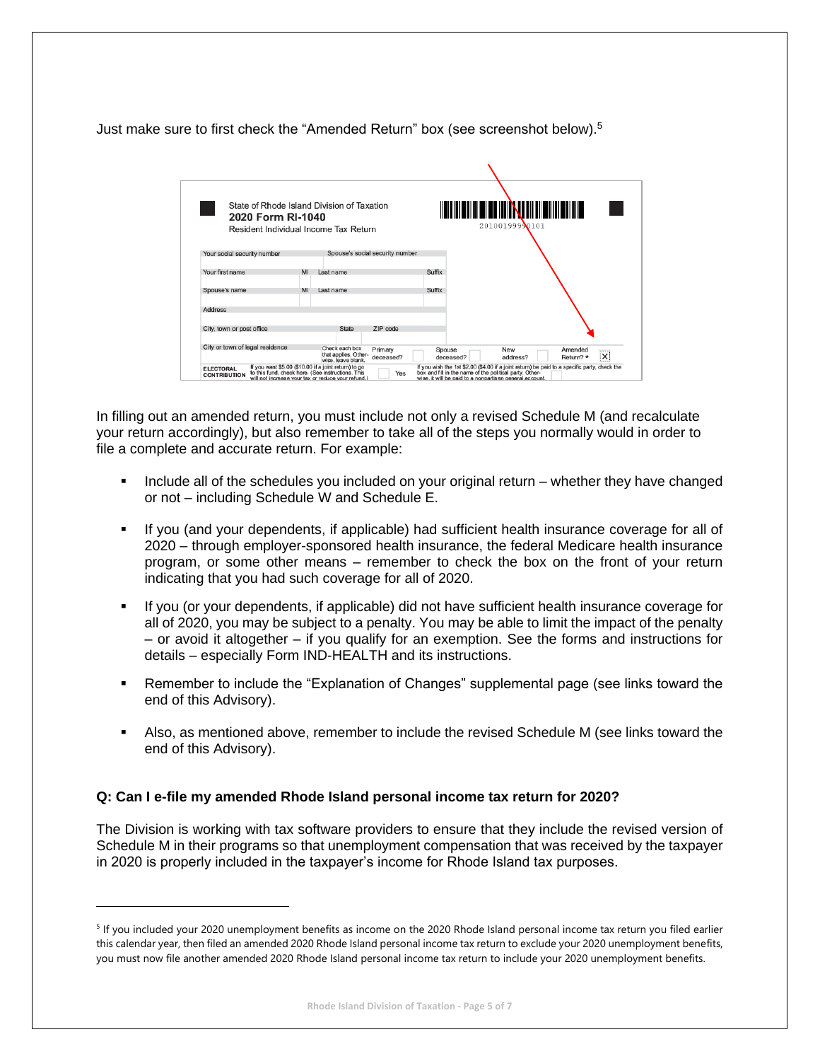Just make sure to first check the "Amended Return" box (see screenshot below).[5]

In filling out an amended return, you must include not only a revised Schedule M (and recalculate your return accordingly), but also remember to take all of the steps you normally would in order to file a complete and accurate return. For example:

- Include all of the schedules you included on your original return – whether they have changed or not – including Schedule W and Schedule E.
- If you (and your dependents, if applicable) had sufficient health insurance coverage for all of 2020 – through employer-sponsored health insurance, the federal Medicare health insurance program, or some other means – remember to check the box on the front of your return indicating that you had such coverage for all of 2020.
- If you (or your dependents, if applicable) did not have sufficient health insurance coverage for all of 2020, you may be subject to a penalty. You may be able to limit the impact of the penalty – or avoid it altogether – if you qualify for an exemption. See the forms and instructions for details – especially Form IND-HEALTH and its instructions.
- Remember to include the "Explanation of Changes" supplemental page (see links toward the end of this Advisory).
- Also, as mentioned above, remember to include the revised Schedule M (see links toward the end of this Advisory).

**Q: Can I e-file my amended Rhode Island personal income tax return for 2020?**

The Division is working with tax software providers to ensure that they include the revised version of Schedule M in their programs so that unemployment compensation that was received by the taxpayer in 2020 is properly included in the taxpayer's income for Rhode Island tax purposes.

[5] If you included your 2020 unemployment benefits as income on the 2020 Rhode Island personal income tax return you filed earlier this calendar year, then filed an amended 2020 Rhode Island personal income tax return to exclude your 2020 unemployment benefits, you must now file another amended 2020 Rhode Island personal income tax return to include your 2020 unemployment benefits.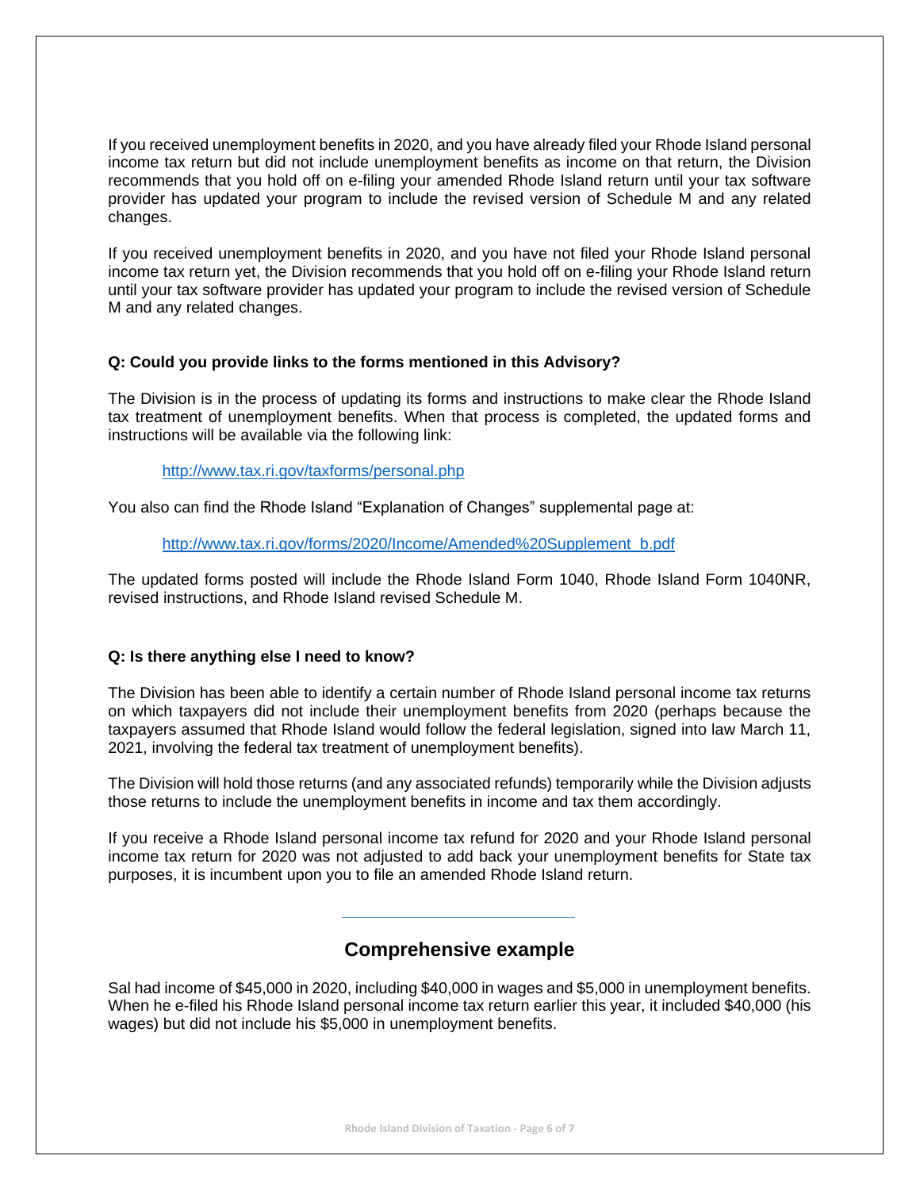If you received unemployment benefits in 2020, and you have already filed your Rhode Island personal income tax return but did not include unemployment benefits as income on that return, the Division recommends that you hold off on e-filing your amended Rhode Island return until your tax software provider has updated your program to include the revised version of Schedule M and any related changes.

If you received unemployment benefits in 2020, and you have not filed your Rhode Island personal income tax return yet, the Division recommends that you hold off on e-filing your Rhode Island return until your tax software provider has updated your program to include the revised version of Schedule M and any related changes.

**Q: Could you provide links to the forms mentioned in this Advisory?**

The Division is in the process of updating its forms and instructions to make clear the Rhode Island tax treatment of unemployment benefits. When that process is completed, the updated forms and instructions will be available via the following link:

http://www.tax.ri.gov/taxforms/personal.php

You also can find the Rhode Island "Explanation of Changes" supplemental page at:

http://www.tax.ri.gov/forms/2020/Income/Amended%20Supplement_b.pdf

The updated forms posted will include the Rhode Island Form 1040, Rhode Island Form 1040NR, revised instructions, and Rhode Island revised Schedule M.

**Q: Is there anything else I need to know?**

The Division has been able to identify a certain number of Rhode Island personal income tax returns on which taxpayers did not include their unemployment benefits from 2020 (perhaps because the taxpayers assumed that Rhode Island would follow the federal legislation, signed into law March 11, 2021, involving the federal tax treatment of unemployment benefits).

The Division will hold those returns (and any associated refunds) temporarily while the Division adjusts those returns to include the unemployment benefits in income and tax them accordingly.

If you receive a Rhode Island personal income tax refund for 2020 and your Rhode Island personal income tax return for 2020 was not adjusted to add back your unemployment benefits for State tax purposes, it is incumbent upon you to file an amended Rhode Island return.

## Comprehensive example

Sal had income of $45,000 in 2020, including $40,000 in wages and $5,000 in unemployment benefits. When he e-filed his Rhode Island personal income tax return earlier this year, it included $40,000 (his wages) but did not include his $5,000 in unemployment benefits.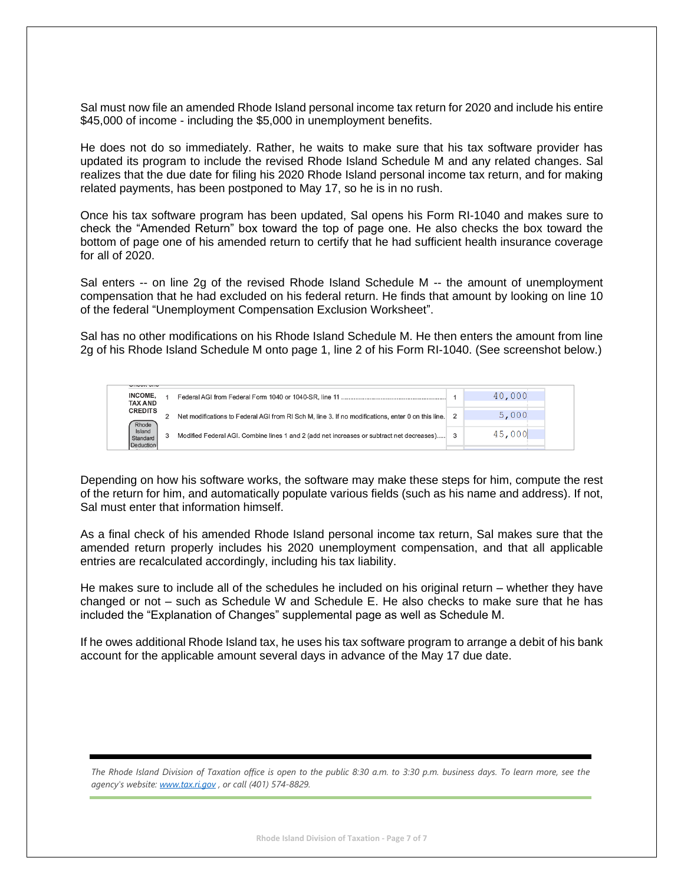Sal must now file an amended Rhode Island personal income tax return for 2020 and include his entire $45,000 of income - including the $5,000 in unemployment benefits.

He does not do so immediately. Rather, he waits to make sure that his tax software provider has updated its program to include the revised Rhode Island Schedule M and any related changes. Sal realizes that the due date for filing his 2020 Rhode Island personal income tax return, and for making related payments, has been postponed to May 17, so he is in no rush.

Once his tax software program has been updated, Sal opens his Form RI-1040 and makes sure to check the "Amended Return" box toward the top of page one. He also checks the box toward the bottom of page one of his amended return to certify that he had sufficient health insurance coverage for all of 2020.

Sal enters -- on line 2g of the revised Rhode Island Schedule M -- the amount of unemployment compensation that he had excluded on his federal return. He finds that amount by looking on line 10 of the federal "Unemployment Compensation Exclusion Worksheet".

Sal has no other modifications on his Rhode Island Schedule M. He then enters the amount from line 2g of his Rhode Island Schedule M onto page 1, line 2 of his Form RI-1040. (See screenshot below.)

| | | | | |
|---|---|---|---|---|
| INCOME, TAX AND CREDITS | 1 | Federal AGI from Federal Form 1040 or 1040-SR, line 11 | 1 | 40,000 |
| | 2 | Net modifications to Federal AGI from RI Sch M, line 3. If no modifications, enter 0 on this line. | 2 | 5,000 |
| Rhode Island Standard Deduction | 3 | Modified Federal AGI. Combine lines 1 and 2 (add net increases or subtract net decreases) | 3 | 45,000 |

Depending on how his software works, the software may make these steps for him, compute the rest of the return for him, and automatically populate various fields (such as his name and address). If not, Sal must enter that information himself.

As a final check of his amended Rhode Island personal income tax return, Sal makes sure that the amended return properly includes his 2020 unemployment compensation, and that all applicable entries are recalculated accordingly, including his tax liability.

He makes sure to include all of the schedules he included on his original return – whether they have changed or not – such as Schedule W and Schedule E. He also checks to make sure that he has included the "Explanation of Changes" supplemental page as well as Schedule M.

If he owes additional Rhode Island tax, he uses his tax software program to arrange a debit of his bank account for the applicable amount several days in advance of the May 17 due date.

*The Rhode Island Division of Taxation office is open to the public 8:30 a.m. to 3:30 p.m. business days. To learn more, see the agency's website: [www.tax.ri.gov](http://www.tax.ri.gov) , or call (401) 574-8829.*